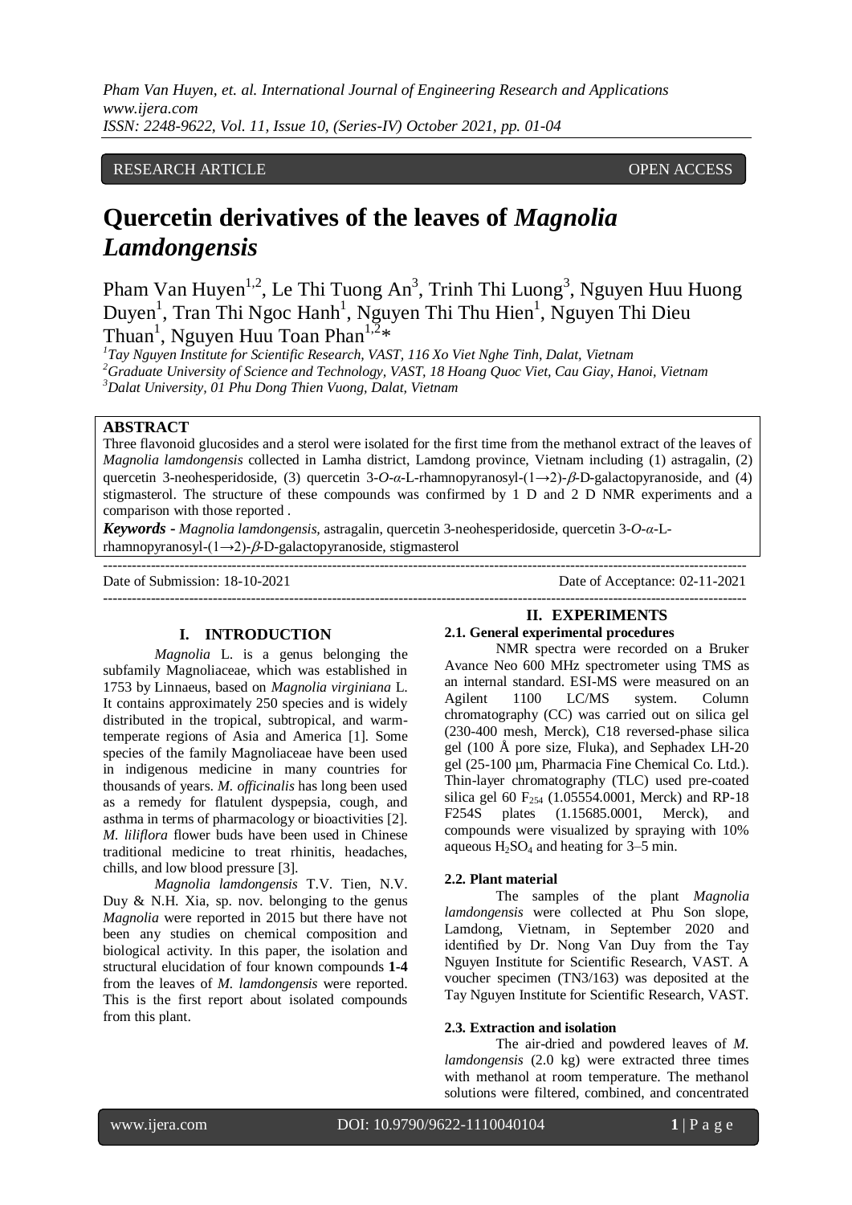RESEARCH ARTICLE OPEN ACCESS

# Quercetin derivatives of the leaves of *Magnolia Lamdongensis*

Pham Van Huyen[1,2], Le Thi Tuong An[3], Trinh Thi Luong[3], Nguyen Huu Huong Duyen[1], Tran Thi Ngoc Hanh[1], Nguyen Thi Thu Hien[1], Nguyen Thi Dieu Thuan[1], Nguyen Huu Toan Phan[1,2]*

*[1]Tay Nguyen Institute for Scientific Research, VAST, 116 Xo Viet Nghe Tinh, Dalat, Vietnam*
*[2]Graduate University of Science and Technology, VAST, 18 Hoang Quoc Viet, Cau Giay, Hanoi, Vietnam*
*[3]Dalat University, 01 Phu Dong Thien Vuong, Dalat, Vietnam*

## ABSTRACT

Three flavonoid glucosides and a sterol were isolated for the first time from the methanol extract of the leaves of *Magnolia lamdongensis* collected in Lamha district, Lamdong province, Vietnam including (1) astragalin, (2) quercetin 3-neohesperidoside, (3) quercetin 3-*O*-*α*-L-rhamnopyranosyl-(1→2)-*β*-D-galactopyranoside, and (4) stigmasterol. The structure of these compounds was confirmed by 1 D and 2 D NMR experiments and a comparison with those reported .

***Keywords* -** *Magnolia lamdongensis,* astragalin, quercetin 3-neohesperidoside, quercetin 3-*O*-*α*-L-rhamnopyranosyl-(1→2)-*β*-D-galactopyranoside, stigmasterol

Date of Submission: 18-10-2021 Date of Acceptance: 02-11-2021

## I. INTRODUCTION

*Magnolia* L. is a genus belonging the subfamily Magnoliaceae, which was established in 1753 by Linnaeus, based on *Magnolia virginiana* L. It contains approximately 250 species and is widely distributed in the tropical, subtropical, and warm-temperate regions of Asia and America [1]. Some species of the family Magnoliaceae have been used in indigenous medicine in many countries for thousands of years. *M. officinalis* has long been used as a remedy for flatulent dyspepsia, cough, and asthma in terms of pharmacology or bioactivities [2]. *M. liliflora* flower buds have been used in Chinese traditional medicine to treat rhinitis, headaches, chills, and low blood pressure [3].

*Magnolia lamdongensis* T.V. Tien, N.V. Duy & N.H. Xia, sp. nov. belonging to the genus *Magnolia* were reported in 2015 but there have not been any studies on chemical composition and biological activity. In this paper, the isolation and structural elucidation of four known compounds **1-4** from the leaves of *M. lamdongensis* were reported. This is the first report about isolated compounds from this plant.

## II. EXPERIMENTS

### 2.1. General experimental procedures

NMR spectra were recorded on a Bruker Avance Neo 600 MHz spectrometer using TMS as an internal standard. ESI-MS were measured on an Agilent 1100 LC/MS system. Column chromatography (CC) was carried out on silica gel (230-400 mesh, Merck), C18 reversed-phase silica gel (100 Å pore size, Fluka), and Sephadex LH-20 gel (25-100 µm, Pharmacia Fine Chemical Co. Ltd.). Thin-layer chromatography (TLC) used pre-coated silica gel 60 $F_{254}$ (1.05554.0001, Merck) and RP-18 F254S plates (1.15685.0001, Merck), and compounds were visualized by spraying with 10% aqueous $H_2SO_4$ and heating for 3–5 min.

### 2.2. Plant material

The samples of the plant *Magnolia lamdongensis* were collected at Phu Son slope, Lamdong, Vietnam, in September 2020 and identified by Dr. Nong Van Duy from the Tay Nguyen Institute for Scientific Research, VAST. A voucher specimen (TN3/163) was deposited at the Tay Nguyen Institute for Scientific Research, VAST.

### 2.3. Extraction and isolation

The air-dried and powdered leaves of *M. lamdongensis* (2.0 kg) were extracted three times with methanol at room temperature. The methanol solutions were filtered, combined, and concentrated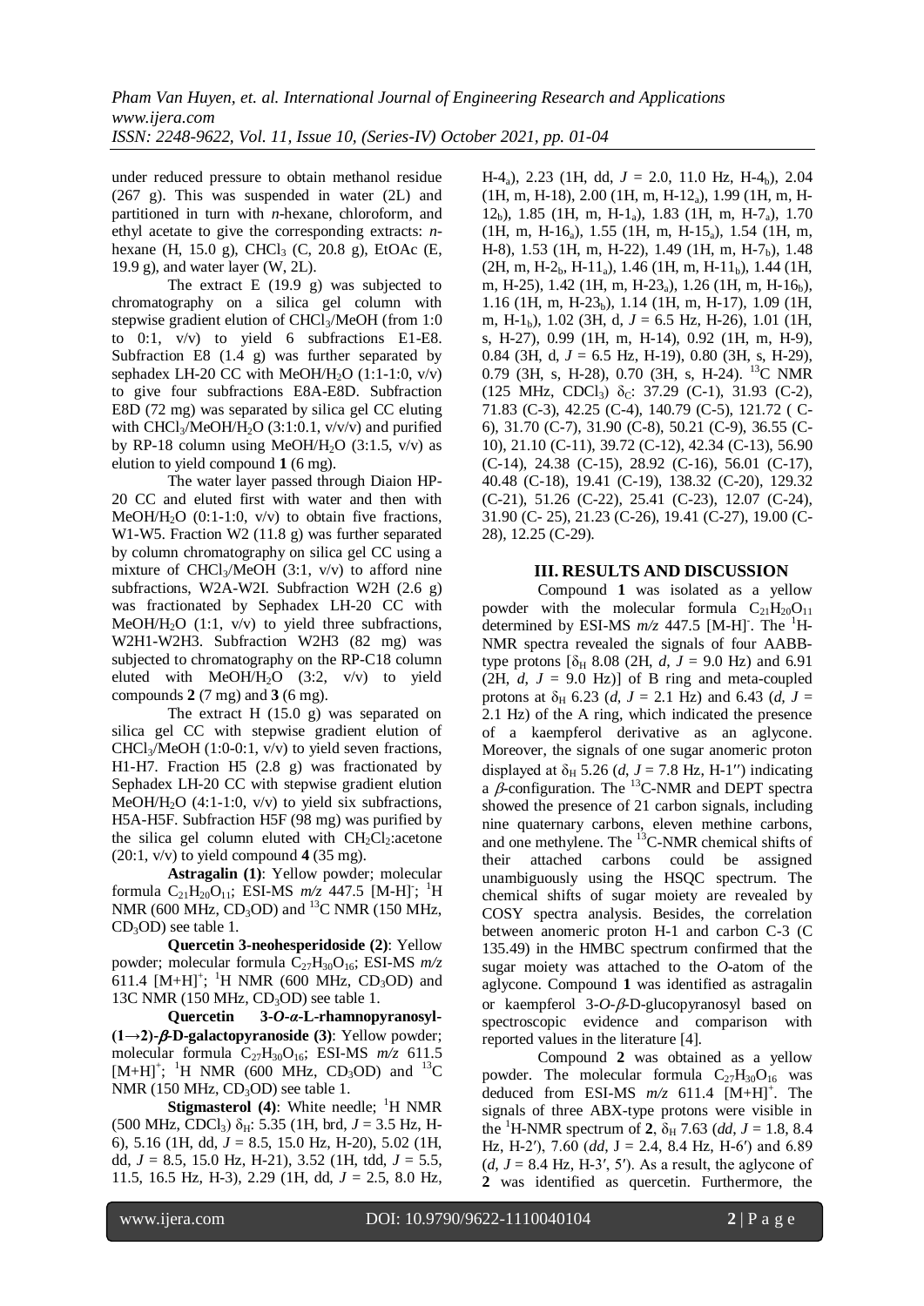under reduced pressure to obtain methanol residue (267 g). This was suspended in water (2L) and partitioned in turn with *n*-hexane, chloroform, and ethyl acetate to give the corresponding extracts: *n*-hexane (H, 15.0 g), $CHCl_3$ (C, 20.8 g), EtOAc (E, 19.9 g), and water layer (W, 2L).

The extract E (19.9 g) was subjected to chromatography on a silica gel column with stepwise gradient elution of $CHCl_3$/MeOH (from 1:0 to 0:1, v/v) to yield 6 subfractions E1-E8. Subfraction E8 (1.4 g) was further separated by sephadex LH-20 CC with MeOH/$H_2O$ (1:1, v/v) to give four subfractions E8A-E8D. Subfraction E8D (72 mg) was separated by silica gel CC eluting with $CHCl_3$/MeOH/$H_2O$ (3:1:0.1, v/v/v) and purified by RP-18 column using MeOH/$H_2O$ (3:1.5, v/v) as elution to yield compound **1** (6 mg).

The water layer passed through Diaion HP-20 CC and eluted first with water and then with MeOH/$H_2O$ (0:1-1:0, v/v) to obtain five fractions, W1-W5. Fraction W2 (11.8 g) was further separated by column chromatography on silica gel CC using a mixture of $CHCl_3$/MeOH (3:1, v/v) to afford nine subfractions, W2A-W2I. Subfraction W2H (2.6 g) was fractionated by Sephadex LH-20 CC with MeOH/$H_2O$ (1:1, v/v) to yield three subfractions, W2H1-W2H3. Subfraction W2H3 (82 mg) was subjected to chromatography on the RP-C18 column eluted with MeOH/$H_2O$ (3:2, v/v) to yield compounds **2** (7 mg) and **3** (6 mg).

The extract H (15.0 g) was separated on silica gel CC with stepwise gradient elution of $CHCl_3$/MeOH (1:0-0:1, v/v) to yield seven fractions, H1-H7. Fraction H5 (2.8 g) was fractionated by Sephadex LH-20 CC with stepwise gradient elution MeOH/$H_2O$ (4:1-1:0, v/v) to yield six subfractions, H5A-H5F. Subfraction H5F (98 mg) was purified by the silica gel column eluted with $CH_2Cl_2$:acetone (20:1, v/v) to yield compound **4** (35 mg).

**Astragalin (1)**: Yellow powder; molecular formula $C_{21}H_{20}O_{11}$; ESI-MS *m/z* 447.5 $[M-H]^-$; $^1H$ NMR (600 MHz, $CD_3OD$) and $^{13}C$ NMR (150 MHz, $CD_3OD$) see table 1.

**Quercetin 3-neohesperidoside (2)**: Yellow powder; molecular formula $C_{27}H_{30}O_{16}$; ESI-MS *m/z* 611.5 $[M+H]^+$; $^1H$ NMR (600 MHz, $CD_3OD$) and 13C NMR (150 MHz, $CD_3OD$) see table 1.

**Quercetin 3-*O*-$\alpha$-L-rhamnopyranosyl-(1→2)-$\beta$-D-galactopyranoside (3)**: Yellow powder; molecular formula $C_{27}H_{30}O_{16}$; ESI-MS *m/z* 611.5 $[M+H]^+$; $^1H$ NMR (600 MHz, $CD_3OD$) and $^{13}C$ NMR (150 MHz, $CD_3OD$) see table 1.

**Stigmasterol (4)**: White needle; $^1H$ NMR (500 MHz, $CDCl_3$) $\delta_H$: 5.35 (1H, brd, *J* = 3.5 Hz, H-6), 5.16 (1H, dd, *J* = 8.5, 15.0 Hz, H-20), 5.02 (1H, dd, *J* = 8.5, 15.0 Hz, H-21), 3.52 (1H, tdd, *J* = 5.5, 11.5, 16.5 Hz, H-3), 2.29 (1H, dd, *J* = 2.5, 8.0 Hz, H-4$_a$), 2.23 (1H, dd, *J* = 2.0, 11.0 Hz, H-4$_b$), 2.04 (1H, m, H-18), 2.00 (1H, m, H-12$_a$), 1.99 (1H, m, H-12$_b$), 1.85 (1H, m, H-1$_a$), 1.83 (1H, m, H-7$_a$), 1.70 (1H, m, H-16$_a$), 1.55 (1H, m, H-15$_a$), 1.54 (1H, m, H-8), 1.53 (1H, m, H-22), 1.49 (1H, m, H-7$_b$), 1.48 (2H, m, H-2$_b$, H-11$_a$), 1.46 (1H, m, H-11$_b$), 1.44 (1H, m, H-25), 1.42 (1H, m, H-23$_a$), 1.26 (1H, m, H-16$_b$), 1.16 (1H, m, H-23$_b$), 1.14 (1H, m, H-17), 1.09 (1H, m, H-1$_b$), 1.02 (3H, d, *J* = 6.5 Hz, H-26), 1.01 (1H, s, H-27), 0.99 (1H, m, H-14), 0.92 (1H, m, H-9), 0.84 (3H, d, *J* = 6.5 Hz, H-19), 0.80 (3H, s, H-29), 0.79 (3H, s, H-28), 0.70 (3H, s, H-24). $^{13}C$ NMR (125 MHz, $CDCl_3$) $\delta_C$: 37.29 (C-1), 31.93 (C-2), 71.83 (C-3), 42.25 (C-4), 140.79 (C-5), 121.72 ( C-6), 31.70 (C-7), 31.90 (C-8), 50.21 (C-9), 36.55 (C-10), 21.10 (C-11), 39.72 (C-12), 42.34 (C-13), 56.90 (C-14), 24.38 (C-15), 28.92 (C-16), 56.01 (C-17), 40.48 (C-18), 19.41 (C-19), 138.32 (C-20), 129.32 (C-21), 51.26 (C-22), 25.41 (C-23), 12.07 (C-24), 31.90 (C- 25), 21.23 (C-26), 19.41 (C-27), 19.00 (C-28), 12.25 (C-29).

## III. RESULTS AND DISCUSSION

Compound **1** was isolated as a yellow powder with the molecular formula $C_{21}H_{20}O_{11}$ determined by ESI-MS *m/z* 447.5 $[M-H]^-$. The $^1H$-NMR spectra revealed the signals of four AABB-type protons [$\delta_H$ 8.08 (2H, *d*, *J* = 9.0 Hz) and 6.91 (2H, *d*, *J* = 9.0 Hz)] of B ring and meta-coupled protons at $\delta_H$ 6.23 (*d*, *J* = 2.1 Hz) and 6.43 (*d*, *J* = 2.1 Hz) of the A ring, which indicated the presence of a kaempferol derivative as an aglycone. Moreover, the signals of one sugar anomeric proton displayed at $\delta_H$ 5.26 (*d*, *J* = 7.8 Hz, H-1′′) indicating a $\beta$-configuration. The $^{13}C$-NMR and DEPT spectra showed the presence of 21 carbon signals, including nine quaternary carbons, eleven methine carbons, and one methylene. The $^{13}C$-NMR chemical shifts of their attached carbons could be assigned unambiguously using the HSQC spectrum. The chemical shifts of sugar moiety are revealed by COSY spectra analysis. Besides, the correlation between anomeric proton H-1 and carbon C-3 (C 135.49) in the HMBC spectrum confirmed that the sugar moiety was attached to the *O*-atom of the aglycone. Compound **1** was identified as astragalin or kaempferol 3-*O*-$\beta$-D-glucopyranosyl based on spectroscopic evidence and comparison with reported values in the literature [4].

Compound **2** was obtained as a yellow powder. The molecular formula $C_{27}H_{30}O_{16}$ was deduced from ESI-MS *m/z* 611.4 $[M+H]^+$. The signals of three ABX-type protons were visible in the $^1H$-NMR spectrum of **2**, $\delta_H$ 7.63 (*dd*, *J* = 1.8, 8.4 Hz, H-2′), 7.60 (*dd*, J = 2.4, 8.4 Hz, H-6′) and 6.89 (*d*, *J* = 8.4 Hz, H-3′, 5′). As a result, the aglycone of **2** was identified as quercetin. Furthermore, the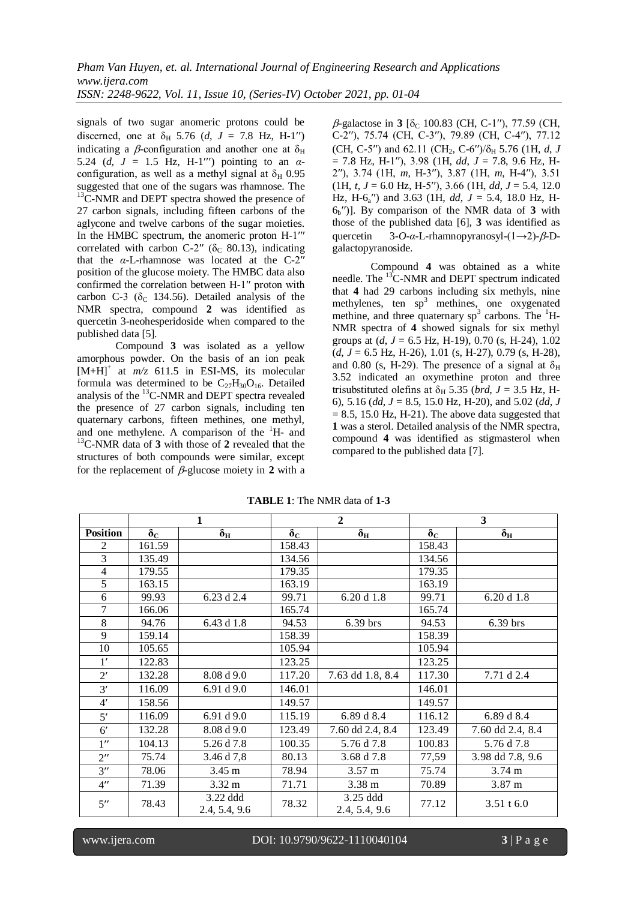signals of two sugar anomeric protons could be discerned, one at $\delta_H$ 5.76 (*d*, *J* = 7.8 Hz, H-1″) indicating a *β*-configuration and another one at $\delta_H$ 5.24 (*d*, *J* = 1.5 Hz, H-1‴) pointing to an *α*-configuration, as well as a methyl signal at $\delta_H$ 0.95 suggested that one of the sugars was rhamnose. The $^{13}$C-NMR and DEPT spectra showed the presence of 27 carbon signals, including fifteen carbons of the aglycone and twelve carbons of the sugar moieties. In the HMBC spectrum, the anomeric proton H-1‴ correlated with carbon C-2″ ($\delta_C$ 80.13), indicating that the *α*-L-rhamnose was located at the C-2″ position of the glucose moiety. The HMBC data also confirmed the correlation between H-1″ proton with carbon C-3 ($\delta_C$ 134.56). Detailed analysis of the NMR spectra, compound **2** was identified as quercetin 3-neohesperidoside when compared to the published data [5].

Compound **3** was isolated as a yellow amorphous powder. On the basis of an ion peak $[M+H]^+$ at *m/z* 611.5 in ESI-MS, its molecular formula was determined to be $C_{27}H_{30}O_{16}$. Detailed analysis of the $^{13}$C-NMR and DEPT spectra revealed the presence of 27 carbon signals, including ten quaternary carbons, fifteen methines, one methyl, and one methylene. A comparison of the $^1$H- and $^{13}$C-NMR data of **3** with those of **2** revealed that the structures of both compounds were similar, except for the replacement of *β*-glucose moiety in **2** with a *β*-galactose in **3** [$\delta_C$ 100.83 (CH, C-1″), 77.59 (CH, C-2″), 75.74 (CH, C-3″), 79.89 (CH, C-4″), 77.12 (CH, C-5″) and 62.11 ($CH_2$, C-6″)/$\delta_H$ 5.76 (1H, *d*, *J* = 7.8 Hz, H-1″), 3.98 (1H, *dd*, *J* = 7.8, 9.6 Hz, H-2″), 3.74 (1H, *m*, H-3″), 3.87 (1H, *m*, H-4″), 3.51 (1H, *t*, *J* = 6.0 Hz, H-5″), 3.66 (1H, *dd*, *J* = 5.4, 12.0 Hz, H-6$_a$″) and 3.63 (1H, *dd*, *J* = 5.4, 18.0 Hz, H-6$_b$″)]. By comparison of the NMR data of **3** with those of the published data [6], **3** was identified as quercetin 3-*O*-*α*-L-rhamnopyranosyl-(1→2)-*β*-D-galactopyranoside.

Compound **4** was obtained as a white needle. The $^{13}$C-NMR and DEPT spectrum indicated that **4** had 29 carbons including six methyls, nine methylenes, ten $sp^3$ methines, one oxygenated methine, and three quaternary $sp^3$ carbons. The $^1$H-NMR spectra of **4** showed signals for six methyl groups at (*d*, *J* = 6.5 Hz, H-19), 0.70 (s, H-24), 1.02 (*d*, *J* = 6.5 Hz, H-26), 1.01 (s, H-27), 0.79 (s, H-28), and 0.80 (s, H-29). The presence of a signal at $\delta_H$ 3.52 indicated an oxymethine proton and three trisubstituted olefins at $\delta_H$ 5.35 (*brd*, *J* = 3.5 Hz, H-6), 5.16 (*dd*, *J* = 8.5, 15.0 Hz, H-20), and 5.02 (*dd*, *J* = 8.5, 15.0 Hz, H-21). The above data suggested that **1** was a sterol. Detailed analysis of the NMR spectra, compound **4** was identified as stigmasterol when compared to the published data [7].

**TABLE 1**: The NMR data of **1-3**

| | **1** | | **2** | | **3** | |
|---|---|---|---|---|---|---|
| **Position** | $\delta_C$ | $\delta_H$ | $\delta_C$ | $\delta_H$ | $\delta_C$ | $\delta_H$ |
| 2 | 161.59 | | 158.43 | | 158.43 | |
| 3 | 135.49 | | 134.56 | | 134.56 | |
| 4 | 179.55 | | 179.35 | | 179.35 | |
| 5 | 163.15 | | 163.19 | | 163.19 | |
| 6 | 99.93 | 6.23 d 2.4 | 99.71 | 6.20 d 1.8 | 99.71 | 6.20 d 1.8 |
| 7 | 166.06 | | 165.74 | | 165.74 | |
| 8 | 94.76 | 6.43 d 1.8 | 94.53 | 6.39 brs | 94.53 | 6.39 brs |
| 9 | 159.14 | | 158.39 | | 158.39 | |
| 10 | 105.65 | | 105.94 | | 105.94 | |
| 1′ | 122.83 | | 123.25 | | 123.25 | |
| 2′ | 132.28 | 8.08 d 9.0 | 117.20 | 7.63 dd 1.8, 8.4 | 117.30 | 7.71 d 2.4 |
| 3′ | 116.09 | 6.91 d 9.0 | 146.01 | | 146.01 | |
| 4′ | 158.56 | | 149.57 | | 149.57 | |
| 5′ | 116.09 | 6.91 d 9.0 | 115.19 | 6.89 d 8.4 | 116.12 | 6.89 d 8.4 |
| 6′ | 132.28 | 8.08 d 9.0 | 123.49 | 7.60 dd 2.4, 8.4 | 123.49 | 7.60 dd 2.4, 8.4 |
| 1″ | 104.13 | 5.26 d 7.8 | 100.35 | 5.76 d 7.8 | 100.83 | 5.76 d 7.8 |
| 2″ | 75.74 | 3.46 d 7,8 | 80.13 | 3.68 d 7.8 | 77,59 | 3.98 dd 7.8, 9.6 |
| 3″ | 78.06 | 3.45 m | 78.94 | 3.57 m | 75.74 | 3.74 m |
| 4″ | 71.39 | 3.32 m | 71.71 | 3.38 m | 70.89 | 3.87 m |
| 5″ | 78.43 | 3.22 ddd 2.4, 5.4, 9.6 | 78.32 | 3.25 ddd 2.4, 5.4, 9.6 | 77.12 | 3.51 t 6.0 |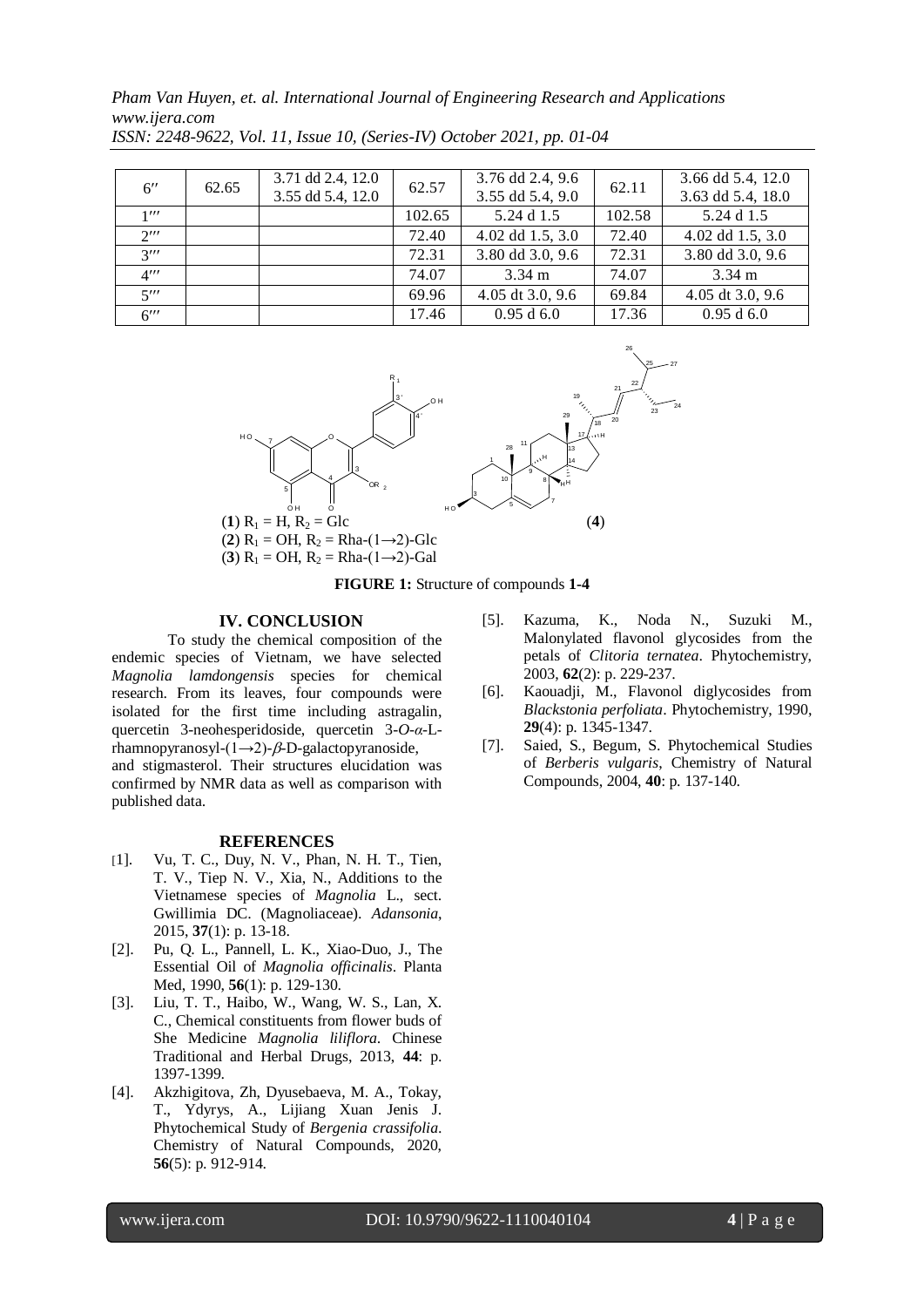| | | | | | | |
|---|---|---|---|---|---|---|
| 6″ | 62.65 | 3.71 dd 2.4, 12.0<br>3.55 dd 5.4, 12.0 | 62.57 | 3.76 dd 2.4, 9.6<br>3.55 dd 5.4, 9.0 | 62.11 | 3.66 dd 5.4, 12.0<br>3.63 dd 5.4, 18.0 |
| 1‴ | | | 102.65 | 5.24 d 1.5 | 102.58 | 5.24 d 1.5 |
| 2‴ | | | 72.40 | 4.02 dd 1.5, 3.0 | 72.40 | 4.02 dd 1.5, 3.0 |
| 3‴ | | | 72.31 | 3.80 dd 3.0, 9.6 | 72.31 | 3.80 dd 3.0, 9.6 |
| 4‴ | | | 74.07 | 3.34 m | 74.07 | 3.34 m |
| 5‴ | | | 69.96 | 4.05 dt 3.0, 9.6 | 69.84 | 4.05 dt 3.0, 9.6 |
| 6‴ | | | 17.46 | 0.95 d 6.0 | 17.36 | 0.95 d 6.0 |

(**1**) $R_1$ = H, $R_2$ = Glc

(**2**) $R_1$ = OH, $R_2$ = Rha-(1→2)-Glc

(**3**) $R_1$ = OH, $R_2$ = Rha-(1→2)-Gal

(**4**)

**FIGURE 1:** Structure of compounds **1-4**

## IV. CONCLUSION

To study the chemical composition of the endemic species of Vietnam, we have selected *Magnolia lamdongensis* species for chemical research. From its leaves, four compounds were isolated for the first time including astragalin, quercetin 3-neohesperidoside, quercetin 3-*O*-*α*-L-rhamnopyranosyl-(1→2)-*β*-D-galactopyranoside, and stigmasterol. Their structures elucidation was confirmed by NMR data as well as comparison with published data.

## REFERENCES

[1]. Vu, T. C., Duy, N. V., Phan, N. H. T., Tien, T. V., Tiep N. V., Xia, N., Additions to the Vietnamese species of *Magnolia* L., sect. Gwillimia DC. (Magnoliaceae). *Adansonia*, 2015, **37**(1): p. 13-18.

[2]. Pu, Q. L., Pannell, L. K., Xiao-Duo, J., The Essential Oil of *Magnolia officinalis*. Planta Med, 1990, **56**(1): p. 129-130.

[3]. Liu, T. T., Haibo, W., Wang, W. S., Lan, X. C., Chemical constituents from flower buds of She Medicine *Magnolia liliflora*. Chinese Traditional and Herbal Drugs, 2013, **44**: p. 1397-1399.

[4]. Akzhigitova, Zh, Dyusebaeva, M. A., Tokay, T., Ydyrys, A., Lijiang Xuan Jenis J. Phytochemical Study of *Bergenia crassifolia*. Chemistry of Natural Compounds, 2020, **56**(5): p. 912-914.

[5]. Kazuma, K., Noda N., Suzuki M., Malonylated flavonol glycosides from the petals of *Clitoria ternatea*. Phytochemistry, 2003, **62**(2): p. 229-237.

[6]. Kaouadji, M., Flavonol diglycosides from *Blackstonia perfoliata*. Phytochemistry, 1990, **29**(4): p. 1345-1347.

[7]. Saied, S., Begum, S. Phytochemical Studies of *Berberis vulgaris*, Chemistry of Natural Compounds, 2004, **40**: p. 137-140.